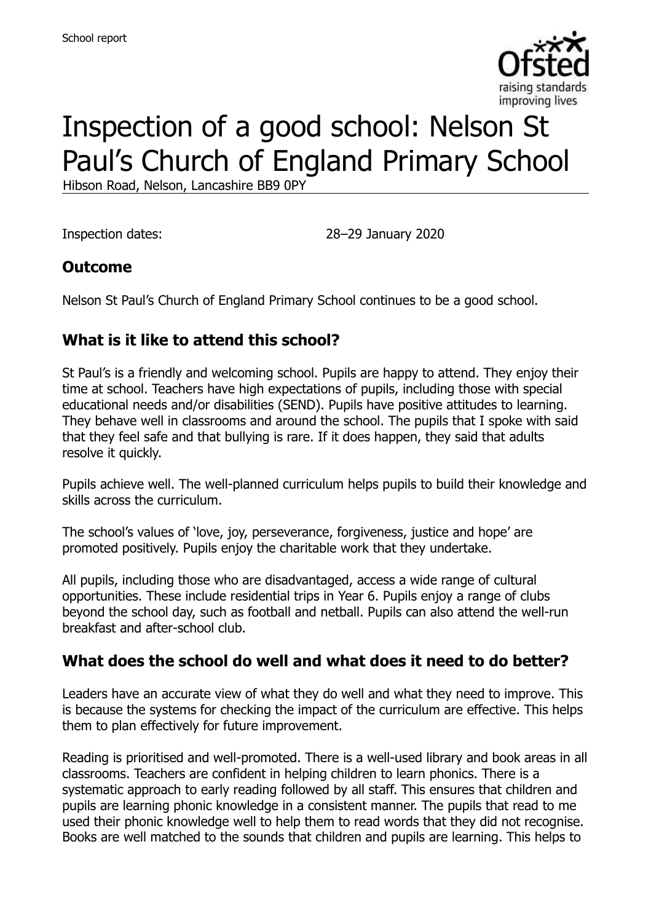# Inspection of a good school: Nelson St Paul's Church of England Primary School

Hibson Road, Nelson, Lancashire BB9 0PY

Inspection dates: 28–29 January 2020

## Outcome

Nelson St Paul's Church of England Primary School continues to be a good school.

## What is it like to attend this school?

St Paul's is a friendly and welcoming school. Pupils are happy to attend. They enjoy their time at school. Teachers have high expectations of pupils, including those with special educational needs and/or disabilities (SEND). Pupils have positive attitudes to learning. They behave well in classrooms and around the school. The pupils that I spoke with said that they feel safe and that bullying is rare. If it does happen, they said that adults resolve it quickly.

Pupils achieve well. The well-planned curriculum helps pupils to build their knowledge and skills across the curriculum.

The school's values of 'love, joy, perseverance, forgiveness, justice and hope' are promoted positively. Pupils enjoy the charitable work that they undertake.

All pupils, including those who are disadvantaged, access a wide range of cultural opportunities. These include residential trips in Year 6. Pupils enjoy a range of clubs beyond the school day, such as football and netball. Pupils can also attend the well-run breakfast and after-school club.

## What does the school do well and what does it need to do better?

Leaders have an accurate view of what they do well and what they need to improve. This is because the systems for checking the impact of the curriculum are effective. This helps them to plan effectively for future improvement.

Reading is prioritised and well-promoted. There is a well-used library and book areas in all classrooms. Teachers are confident in helping children to learn phonics. There is a systematic approach to early reading followed by all staff. This ensures that children and pupils are learning phonic knowledge in a consistent manner. The pupils that read to me used their phonic knowledge well to help them to read words that they did not recognise. Books are well matched to the sounds that children and pupils are learning. This helps to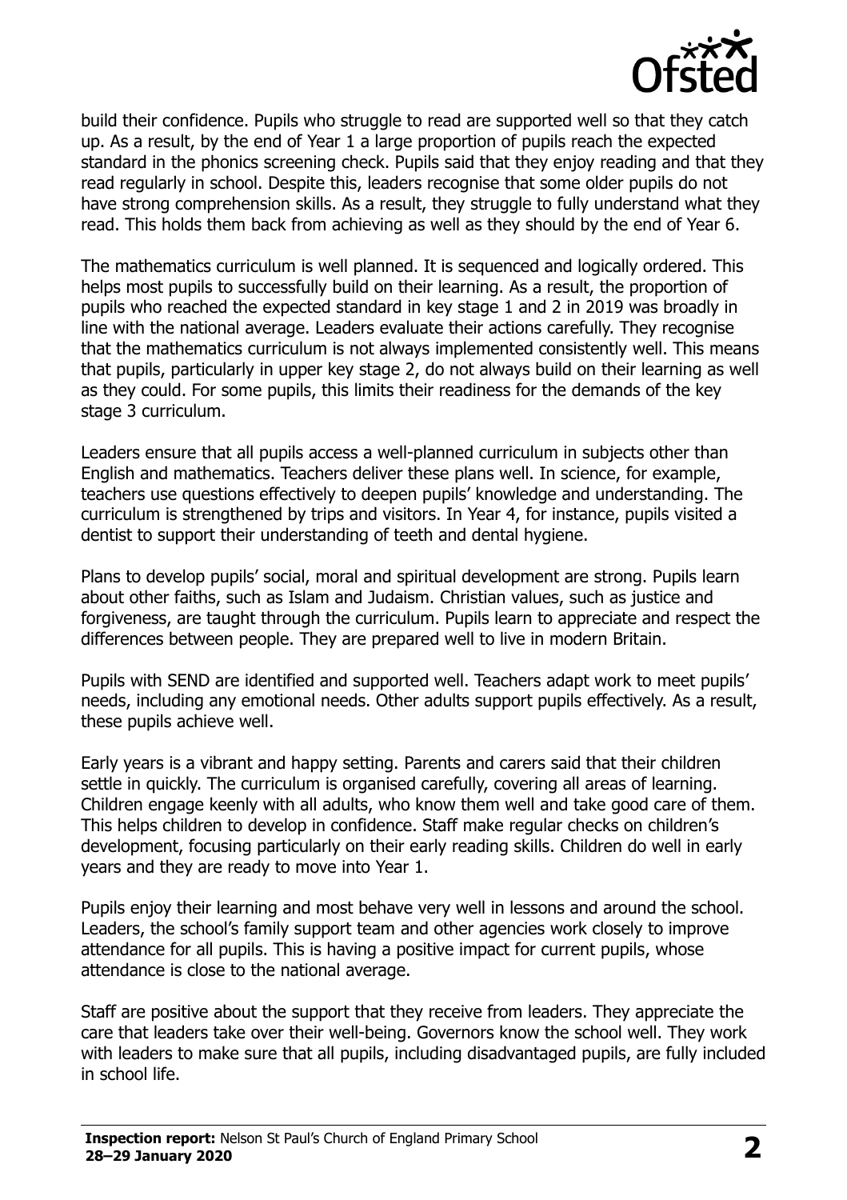build their confidence. Pupils who struggle to read are supported well so that they catch up. As a result, by the end of Year 1 a large proportion of pupils reach the expected standard in the phonics screening check. Pupils said that they enjoy reading and that they read regularly in school. Despite this, leaders recognise that some older pupils do not have strong comprehension skills. As a result, they struggle to fully understand what they read. This holds them back from achieving as well as they should by the end of Year 6.

The mathematics curriculum is well planned. It is sequenced and logically ordered. This helps most pupils to successfully build on their learning. As a result, the proportion of pupils who reached the expected standard in key stage 1 and 2 in 2019 was broadly in line with the national average. Leaders evaluate their actions carefully. They recognise that the mathematics curriculum is not always implemented consistently well. This means that pupils, particularly in upper key stage 2, do not always build on their learning as well as they could. For some pupils, this limits their readiness for the demands of the key stage 3 curriculum.

Leaders ensure that all pupils access a well-planned curriculum in subjects other than English and mathematics. Teachers deliver these plans well. In science, for example, teachers use questions effectively to deepen pupils' knowledge and understanding. The curriculum is strengthened by trips and visitors. In Year 4, for instance, pupils visited a dentist to support their understanding of teeth and dental hygiene.

Plans to develop pupils' social, moral and spiritual development are strong. Pupils learn about other faiths, such as Islam and Judaism. Christian values, such as justice and forgiveness, are taught through the curriculum. Pupils learn to appreciate and respect the differences between people. They are prepared well to live in modern Britain.

Pupils with SEND are identified and supported well. Teachers adapt work to meet pupils' needs, including any emotional needs. Other adults support pupils effectively. As a result, these pupils achieve well.

Early years is a vibrant and happy setting. Parents and carers said that their children settle in quickly. The curriculum is organised carefully, covering all areas of learning. Children engage keenly with all adults, who know them well and take good care of them. This helps children to develop in confidence. Staff make regular checks on children's development, focusing particularly on their early reading skills. Children do well in early years and they are ready to move into Year 1.

Pupils enjoy their learning and most behave very well in lessons and around the school. Leaders, the school's family support team and other agencies work closely to improve attendance for all pupils. This is having a positive impact for current pupils, whose attendance is close to the national average.

Staff are positive about the support that they receive from leaders. They appreciate the care that leaders take over their well-being. Governors know the school well. They work with leaders to make sure that all pupils, including disadvantaged pupils, are fully included in school life.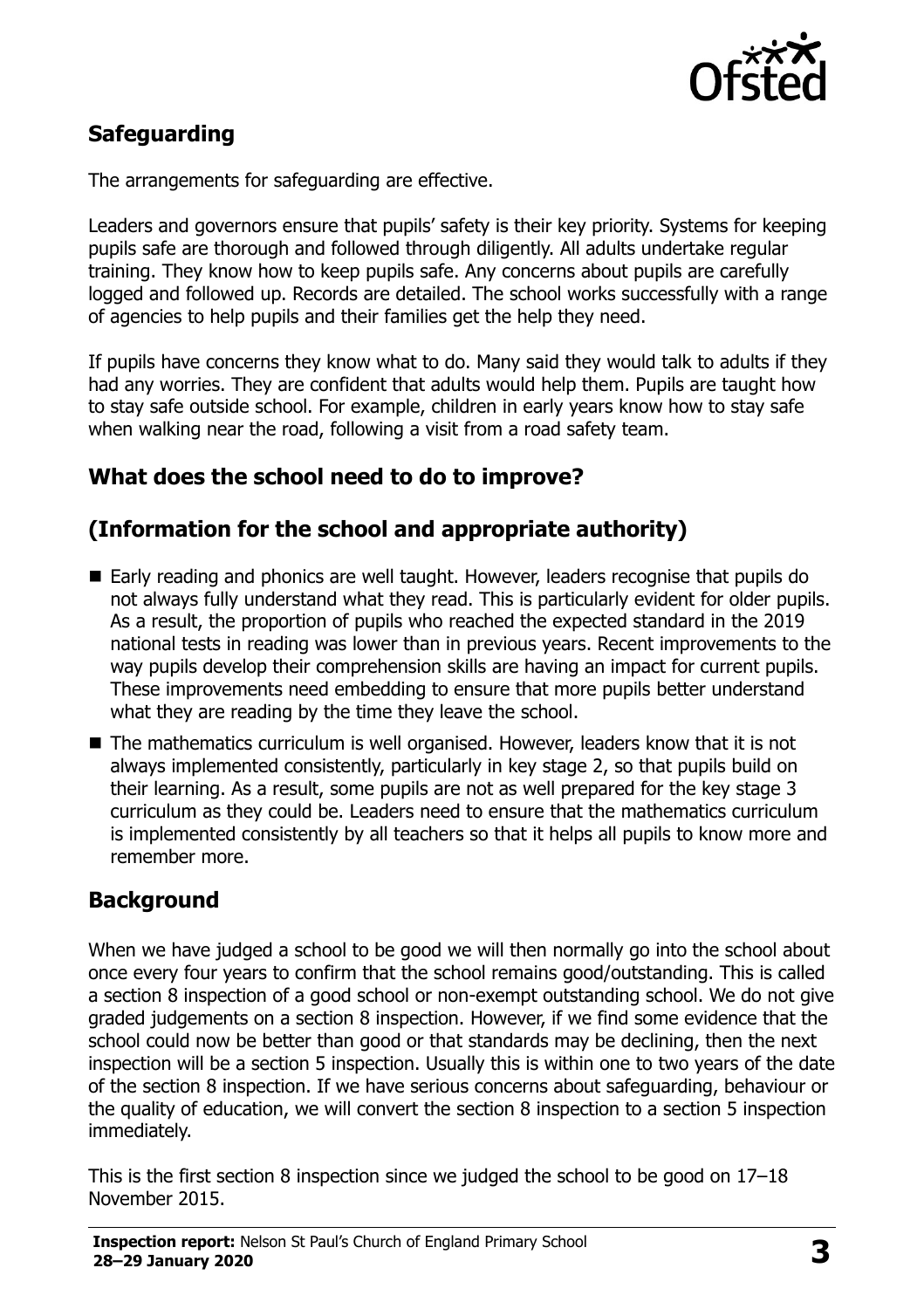## Safeguarding

The arrangements for safeguarding are effective.

Leaders and governors ensure that pupils' safety is their key priority. Systems for keeping pupils safe are thorough and followed through diligently. All adults undertake regular training. They know how to keep pupils safe. Any concerns about pupils are carefully logged and followed up. Records are detailed. The school works successfully with a range of agencies to help pupils and their families get the help they need.

If pupils have concerns they know what to do. Many said they would talk to adults if they had any worries. They are confident that adults would help them. Pupils are taught how to stay safe outside school. For example, children in early years know how to stay safe when walking near the road, following a visit from a road safety team.

## What does the school need to do to improve?

## (Information for the school and appropriate authority)

- Early reading and phonics are well taught. However, leaders recognise that pupils do not always fully understand what they read. This is particularly evident for older pupils. As a result, the proportion of pupils who reached the expected standard in the 2019 national tests in reading was lower than in previous years. Recent improvements to the way pupils develop their comprehension skills are having an impact for current pupils. These improvements need embedding to ensure that more pupils better understand what they are reading by the time they leave the school.
- The mathematics curriculum is well organised. However, leaders know that it is not always implemented consistently, particularly in key stage 2, so that pupils build on their learning. As a result, some pupils are not as well prepared for the key stage 3 curriculum as they could be. Leaders need to ensure that the mathematics curriculum is implemented consistently by all teachers so that it helps all pupils to know more and remember more.

## Background

When we have judged a school to be good we will then normally go into the school about once every four years to confirm that the school remains good/outstanding. This is called a section 8 inspection of a good school or non-exempt outstanding school. We do not give graded judgements on a section 8 inspection. However, if we find some evidence that the school could now be better than good or that standards may be declining, then the next inspection will be a section 5 inspection. Usually this is within one to two years of the date of the section 8 inspection. If we have serious concerns about safeguarding, behaviour or the quality of education, we will convert the section 8 inspection to a section 5 inspection immediately.

This is the first section 8 inspection since we judged the school to be good on 17–18 November 2015.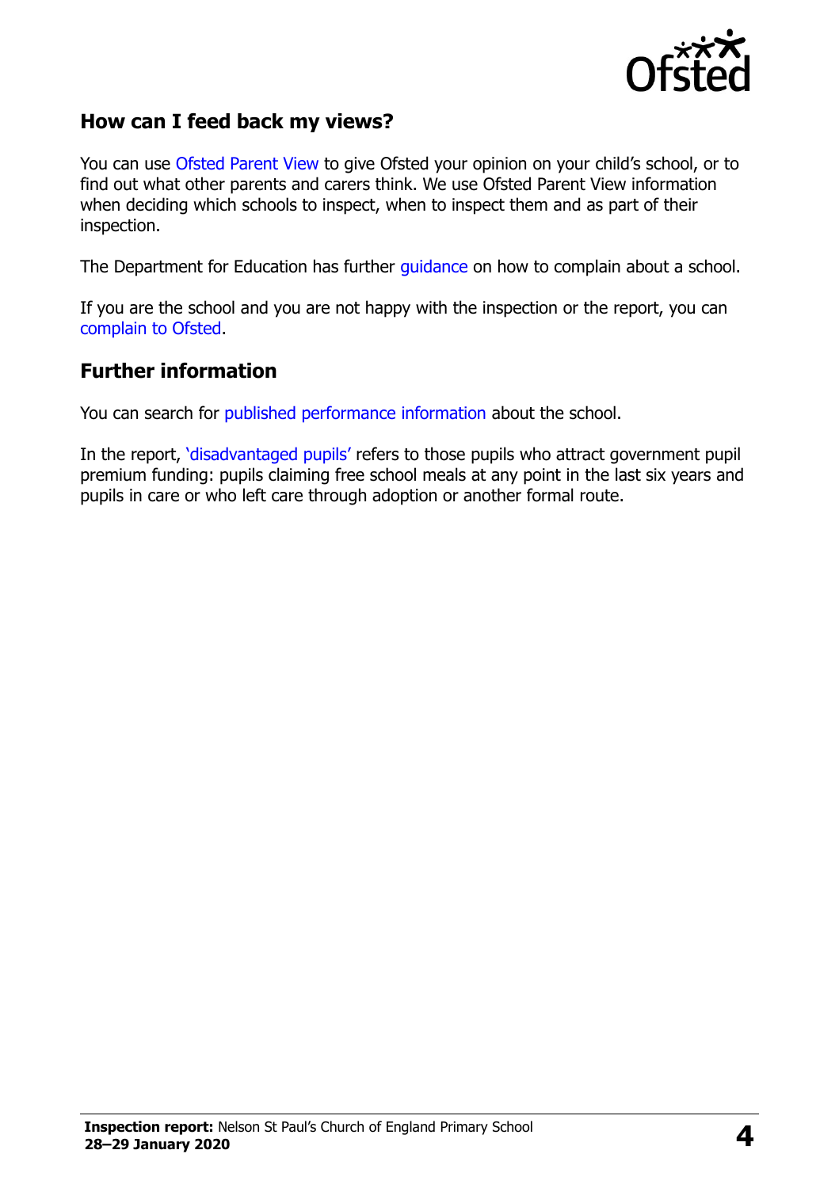## How can I feed back my views?

You can use Ofsted Parent View to give Ofsted your opinion on your child's school, or to find out what other parents and carers think. We use Ofsted Parent View information when deciding which schools to inspect, when to inspect them and as part of their inspection.

The Department for Education has further guidance on how to complain about a school.

If you are the school and you are not happy with the inspection or the report, you can complain to Ofsted.

## Further information

You can search for published performance information about the school.

In the report, 'disadvantaged pupils' refers to those pupils who attract government pupil premium funding: pupils claiming free school meals at any point in the last six years and pupils in care or who left care through adoption or another formal route.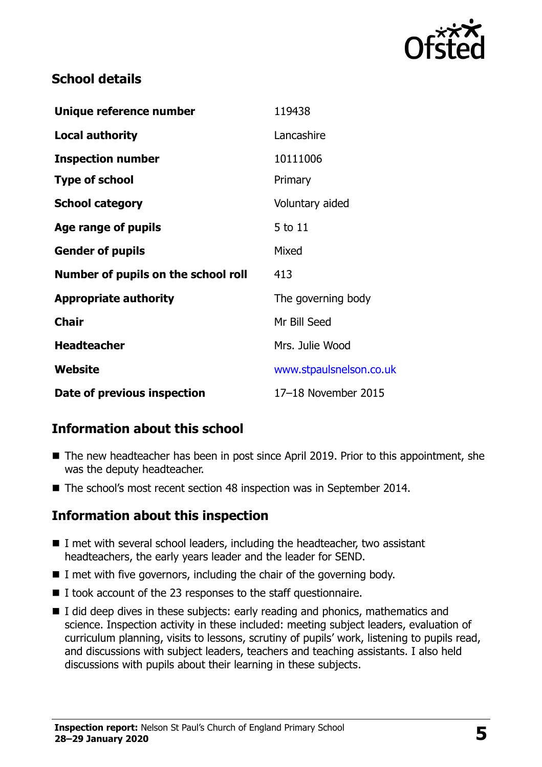## School details

| | |
|---|---|
| **Unique reference number** | 119438 |
| **Local authority** | Lancashire |
| **Inspection number** | 10111006 |
| **Type of school** | Primary |
| **School category** | Voluntary aided |
| **Age range of pupils** | 5 to 11 |
| **Gender of pupils** | Mixed |
| **Number of pupils on the school roll** | 413 |
| **Appropriate authority** | The governing body |
| **Chair** | Mr Bill Seed |
| **Headteacher** | Mrs. Julie Wood |
| **Website** | www.stpaulsnelson.co.uk |
| **Date of previous inspection** | 17–18 November 2015 |

## Information about this school

- The new headteacher has been in post since April 2019. Prior to this appointment, she was the deputy headteacher.
- The school's most recent section 48 inspection was in September 2014.

## Information about this inspection

- I met with several school leaders, including the headteacher, two assistant headteachers, the early years leader and the leader for SEND.
- I met with five governors, including the chair of the governing body.
- I took account of the 23 responses to the staff questionnaire.
- I did deep dives in these subjects: early reading and phonics, mathematics and science. Inspection activity in these included: meeting subject leaders, evaluation of curriculum planning, visits to lessons, scrutiny of pupils' work, listening to pupils read, and discussions with subject leaders, teachers and teaching assistants. I also held discussions with pupils about their learning in these subjects.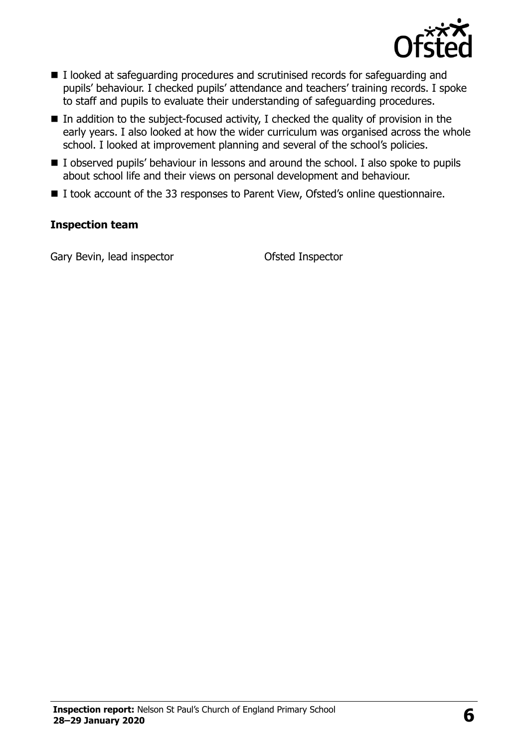- I looked at safeguarding procedures and scrutinised records for safeguarding and pupils' behaviour. I checked pupils' attendance and teachers' training records. I spoke to staff and pupils to evaluate their understanding of safeguarding procedures.
- In addition to the subject-focused activity, I checked the quality of provision in the early years. I also looked at how the wider curriculum was organised across the whole school. I looked at improvement planning and several of the school's policies.
- I observed pupils' behaviour in lessons and around the school. I also spoke to pupils about school life and their views on personal development and behaviour.
- I took account of the 33 responses to Parent View, Ofsted's online questionnaire.

**Inspection team**

Gary Bevin, lead inspector Ofsted Inspector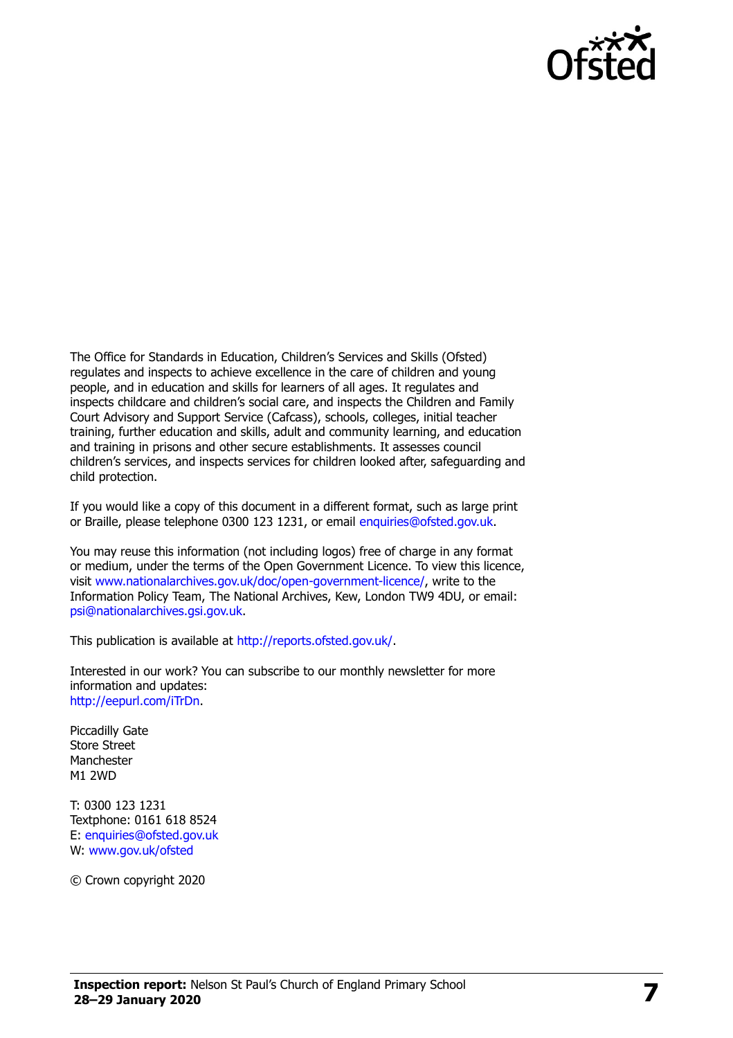The Office for Standards in Education, Children's Services and Skills (Ofsted) regulates and inspects to achieve excellence in the care of children and young people, and in education and skills for learners of all ages. It regulates and inspects childcare and children's social care, and inspects the Children and Family Court Advisory and Support Service (Cafcass), schools, colleges, initial teacher training, further education and skills, adult and community learning, and education and training in prisons and other secure establishments. It assesses council children's services, and inspects services for children looked after, safeguarding and child protection.

If you would like a copy of this document in a different format, such as large print or Braille, please telephone 0300 123 1231, or email enquiries@ofsted.gov.uk.

You may reuse this information (not including logos) free of charge in any format or medium, under the terms of the Open Government Licence. To view this licence, visit www.nationalarchives.gov.uk/doc/open-government-licence/, write to the Information Policy Team, The National Archives, Kew, London TW9 4DU, or email: psi@nationalarchives.gsi.gov.uk.

This publication is available at http://reports.ofsted.gov.uk/.

Interested in our work? You can subscribe to our monthly newsletter for more information and updates:
http://eepurl.com/iTrDn.

Piccadilly Gate
Store Street
Manchester
M1 2WD

T: 0300 123 1231
Textphone: 0161 618 8524
E: enquiries@ofsted.gov.uk
W: www.gov.uk/ofsted

© Crown copyright 2020